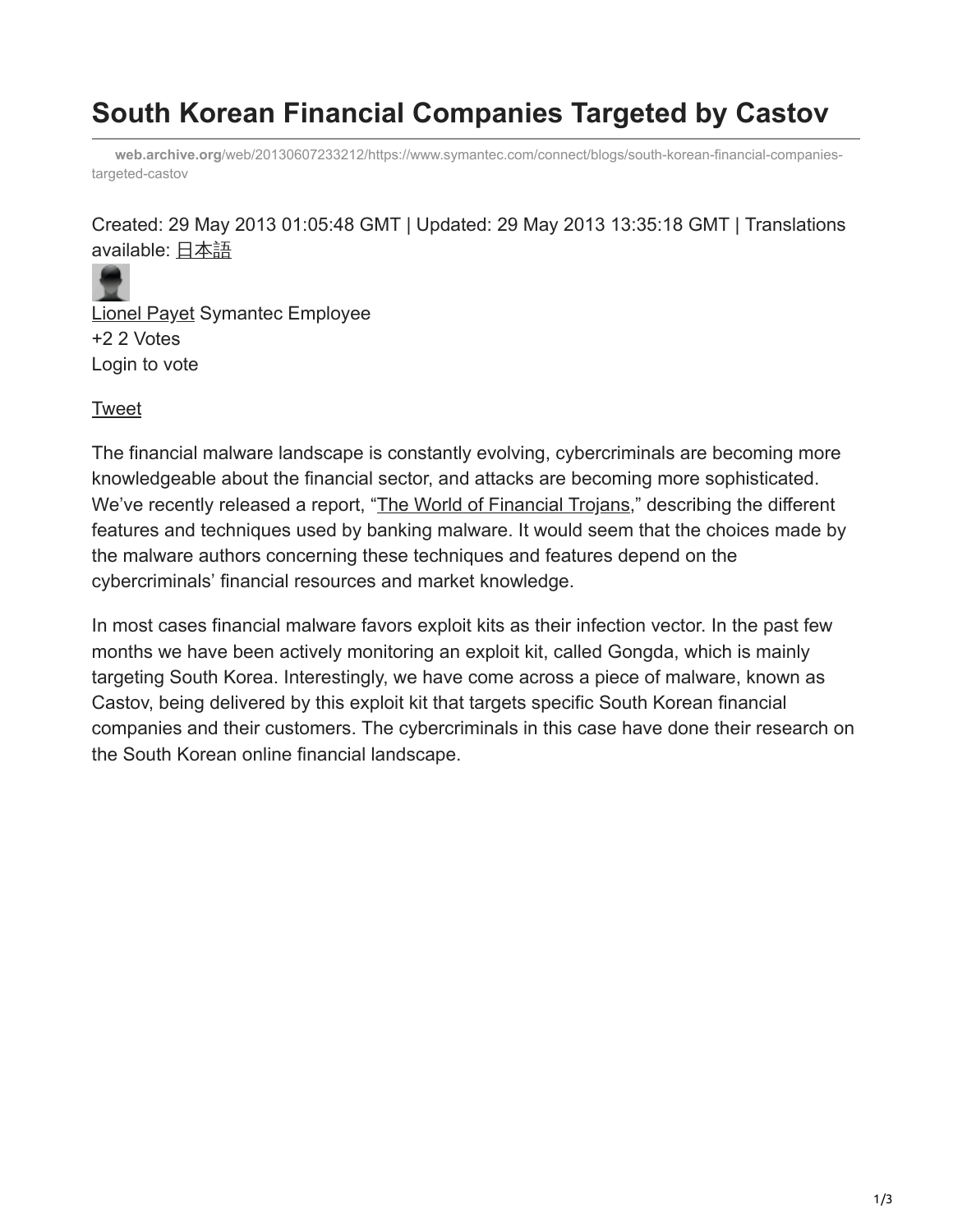# South Korean Financial Companies Targeted by Castov

**web.archive.org**/web/20130607233212/https://www.symantec.com/connect/blogs/south-korean-financial-companies-targeted-castov

Created: 29 May 2013 01:05:48 GMT | Updated: 29 May 2013 13:35:18 GMT | Translations available: 日本語

Lionel Payet Symantec Employee
+2 2 Votes
Login to vote

Tweet

The financial malware landscape is constantly evolving, cybercriminals are becoming more knowledgeable about the financial sector, and attacks are becoming more sophisticated. We've recently released a report, "The World of Financial Trojans," describing the different features and techniques used by banking malware. It would seem that the choices made by the malware authors concerning these techniques and features depend on the cybercriminals' financial resources and market knowledge.

In most cases financial malware favors exploit kits as their infection vector. In the past few months we have been actively monitoring an exploit kit, called Gongda, which is mainly targeting South Korea. Interestingly, we have come across a piece of malware, known as Castov, being delivered by this exploit kit that targets specific South Korean financial companies and their customers. The cybercriminals in this case have done their research on the South Korean online financial landscape.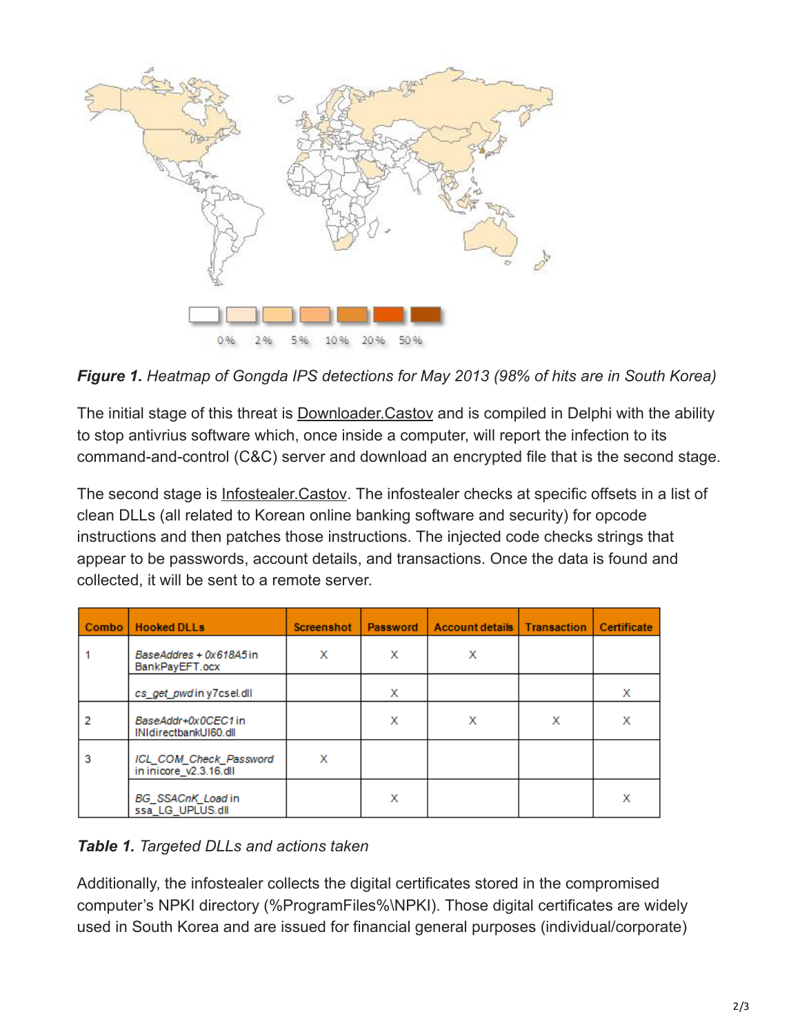***Figure 1.*** *Heatmap of Gongda IPS detections for May 2013 (98% of hits are in South Korea)*

The initial stage of this threat is Downloader.Castov and is compiled in Delphi with the ability to stop antivrius software which, once inside a computer, will report the infection to its command-and-control (C&C) server and download an encrypted file that is the second stage.

The second stage is Infostealer.Castov. The infostealer checks at specific offsets in a list of clean DLLs (all related to Korean online banking software and security) for opcode instructions and then patches those instructions. The injected code checks strings that appear to be passwords, account details, and transactions. Once the data is found and collected, it will be sent to a remote server.

| Combo | Hooked DLLs | Screenshot | Password | Account details | Transaction | Certificate |
|---|---|---|---|---|---|---|
| 1 | *BaseAddres + 0x618A5* in BankPayEFT.ocx | X | X | X | | |
| | *cs_get_pwd* in y7csel.dll | | X | | | X |
| 2 | *BaseAddr+0x0CEC1* in INIdirectbankUI60.dll | | X | X | X | X |
| 3 | *ICL_COM_Check_Password* in inicore_v2.3.16.dll | X | | | | |
| | *BG_SSACnK_Load* in ssa_LG_UPLUS.dll | | X | | | X |

***Table 1.*** *Targeted DLLs and actions taken*

Additionally, the infostealer collects the digital certificates stored in the compromised computer's NPKI directory (%ProgramFiles%\NPKI). Those digital certificates are widely used in South Korea and are issued for financial general purposes (individual/corporate)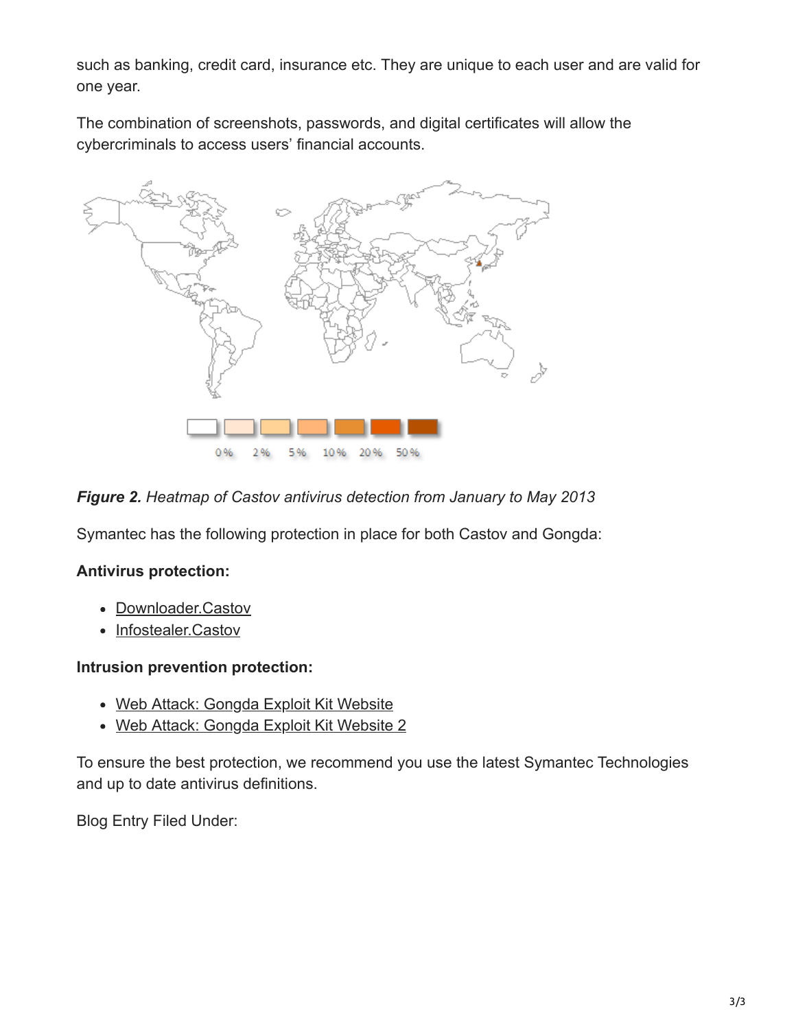such as banking, credit card, insurance etc. They are unique to each user and are valid for one year.

The combination of screenshots, passwords, and digital certificates will allow the cybercriminals to access users' financial accounts.

0% 2% 5% 10% 20% 50%

***Figure 2.*** *Heatmap of Castov antivirus detection from January to May 2013*

Symantec has the following protection in place for both Castov and Gongda:

**Antivirus protection:**

- Downloader.Castov
- Infostealer.Castov

**Intrusion prevention protection:**

- Web Attack: Gongda Exploit Kit Website
- Web Attack: Gongda Exploit Kit Website 2

To ensure the best protection, we recommend you use the latest Symantec Technologies and up to date antivirus definitions.

Blog Entry Filed Under: